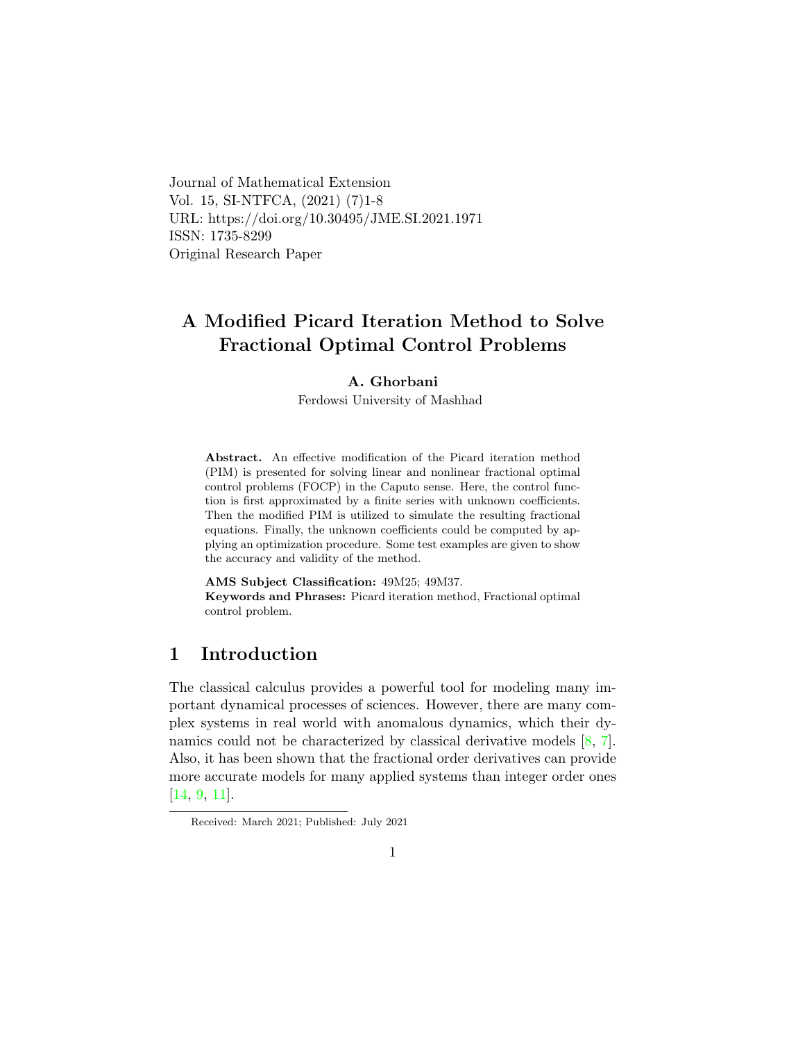Journal of Mathematical Extension
Vol. 15, SI-NTFCA, (2021) (7)1-8
URL: https://doi.org/10.30495/JME.SI.2021.1971
ISSN: 1735-8299
Original Research Paper

# A Modified Picard Iteration Method to Solve Fractional Optimal Control Problems

**A. Ghorbani**

Ferdowsi University of Mashhad

**Abstract.** An effective modification of the Picard iteration method (PIM) is presented for solving linear and nonlinear fractional optimal control problems (FOCP) in the Caputo sense. Here, the control function is first approximated by a finite series with unknown coefficients. Then the modified PIM is utilized to simulate the resulting fractional equations. Finally, the unknown coefficients could be computed by applying an optimization procedure. Some test examples are given to show the accuracy and validity of the method.

**AMS Subject Classification:** 49M25; 49M37.
**Keywords and Phrases:** Picard iteration method, Fractional optimal control problem.

## 1 Introduction

The classical calculus provides a powerful tool for modeling many important dynamical processes of sciences. However, there are many complex systems in real world with anomalous dynamics, which their dynamics could not be characterized by classical derivative models [8, 7]. Also, it has been shown that the fractional order derivatives can provide more accurate models for many applied systems than integer order ones [14, 9, 11].

Received: March 2021; Published: July 2021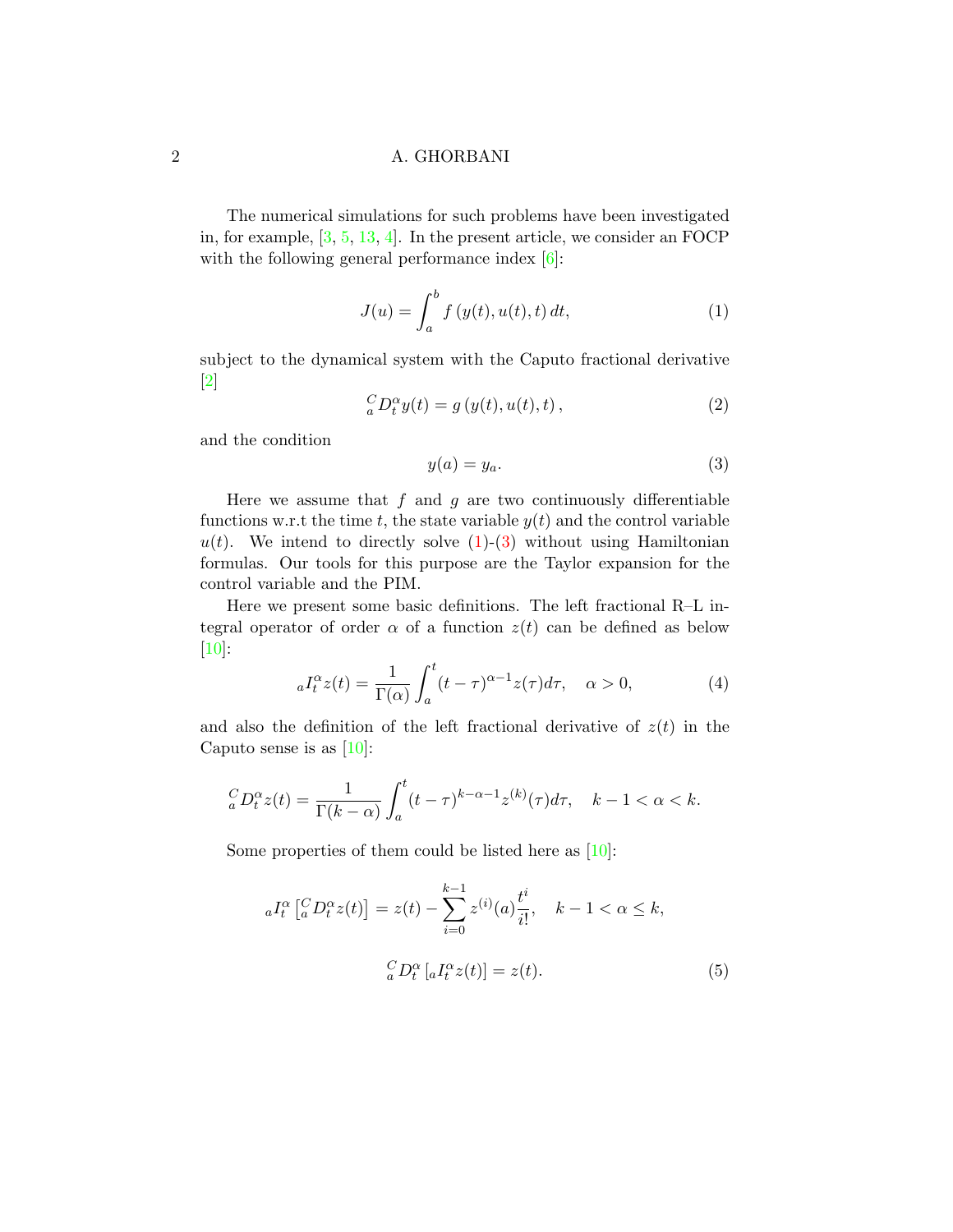The numerical simulations for such problems have been investigated in, for example, [3, 5, 13, 4]. In the present article, we consider an FOCP with the following general performance index [6]:

$$J(u) = \int_a^b f\left(y(t), u(t), t\right) dt, \tag{1}$$

subject to the dynamical system with the Caputo fractional derivative [2]

$${}_a^C D_t^\alpha y(t) = g\left(y(t), u(t), t\right), \tag{2}$$

and the condition

$$y(a) = y_a. \tag{3}$$

Here we assume that $f$ and $g$ are two continuously differentiable functions w.r.t the time $t$, the state variable $y(t)$ and the control variable $u(t)$. We intend to directly solve (1)-(3) without using Hamiltonian formulas. Our tools for this purpose are the Taylor expansion for the control variable and the PIM.

Here we present some basic definitions. The left fractional R–L integral operator of order $\alpha$ of a function $z(t)$ can be defined as below [10]:

$${}_a I_t^\alpha z(t) = \frac{1}{\Gamma(\alpha)} \int_a^t (t-\tau)^{\alpha-1} z(\tau) d\tau, \quad \alpha > 0, \tag{4}$$

and also the definition of the left fractional derivative of $z(t)$ in the Caputo sense is as [10]:

$${}_a^C D_t^\alpha z(t) = \frac{1}{\Gamma(k-\alpha)} \int_a^t (t-\tau)^{k-\alpha-1} z^{(k)}(\tau) d\tau, \quad k-1 < \alpha < k.$$

Some properties of them could be listed here as [10]:

$${}_a I_t^\alpha \left[{}_a^C D_t^\alpha z(t)\right] = z(t) - \sum_{i=0}^{k-1} z^{(i)}(a) \frac{t^i}{i!}, \quad k-1 < \alpha \leq k,$$

$${}_a^C D_t^\alpha \left[{}_a I_t^\alpha z(t)\right] = z(t). \tag{5}$$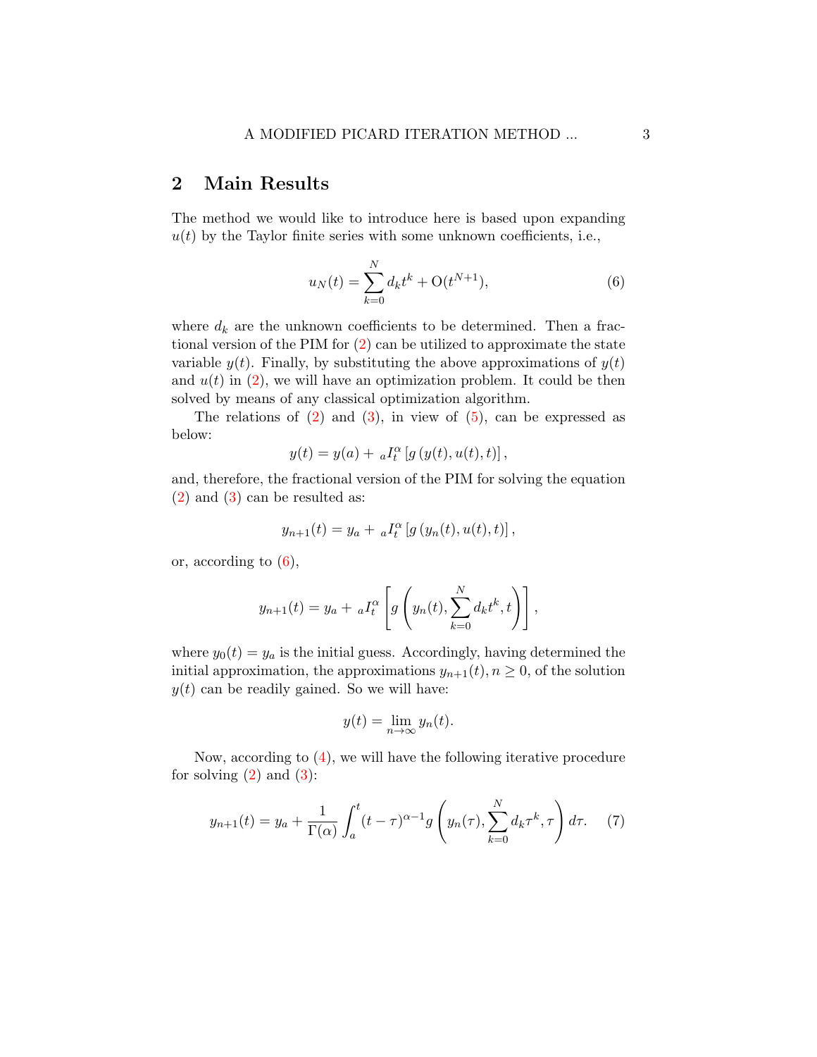## 2 Main Results

The method we would like to introduce here is based upon expanding $u(t)$ by the Taylor finite series with some unknown coefficients, i.e.,

$$u_N(t) = \sum_{k=0}^{N} d_k t^k + \mathrm{O}(t^{N+1}), \tag{6}$$

where $d_k$ are the unknown coefficients to be determined. Then a fractional version of the PIM for (2) can be utilized to approximate the state variable $y(t)$. Finally, by substituting the above approximations of $y(t)$ and $u(t)$ in (2), we will have an optimization problem. It could be then solved by means of any classical optimization algorithm.

The relations of (2) and (3), in view of (5), can be expressed as below:

$$y(t) = y(a) + {}_aI_t^{\alpha}\left[g\left(y(t), u(t), t\right)\right],$$

and, therefore, the fractional version of the PIM for solving the equation (2) and (3) can be resulted as:

$$y_{n+1}(t) = y_a + {}_aI_t^{\alpha}\left[g\left(y_n(t), u(t), t\right)\right],$$

or, according to (6),

$$y_{n+1}(t) = y_a + {}_aI_t^{\alpha}\left[g\left(y_n(t), \sum_{k=0}^{N} d_k t^k, t\right)\right],$$

where $y_0(t) = y_a$ is the initial guess. Accordingly, having determined the initial approximation, the approximations $y_{n+1}(t), n \geq 0$, of the solution $y(t)$ can be readily gained. So we will have:

$$y(t) = \lim_{n\to\infty} y_n(t).$$

Now, according to (4), we will have the following iterative procedure for solving (2) and (3):

$$y_{n+1}(t) = y_a + \frac{1}{\Gamma(\alpha)} \int_a^t (t-\tau)^{\alpha-1} g\left(y_n(\tau), \sum_{k=0}^{N} d_k \tau^k, \tau\right) d\tau. \tag{7}$$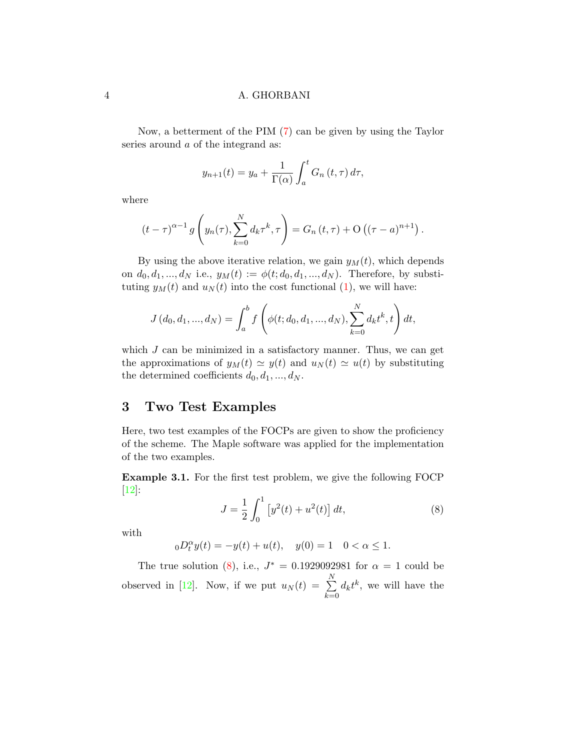Now, a betterment of the PIM (7) can be given by using the Taylor series around $a$ of the integrand as:

$$y_{n+1}(t) = y_a + \frac{1}{\Gamma(\alpha)} \int_a^t G_n(t, \tau)\, d\tau,$$

where

$$(t-\tau)^{\alpha-1} g\left(y_n(\tau), \sum_{k=0}^{N} d_k \tau^k, \tau\right) = G_n(t, \tau) + \mathrm{O}\left((\tau - a)^{n+1}\right).$$

By using the above iterative relation, we gain $y_M(t)$, which depends on $d_0, d_1, ..., d_N$ i.e., $y_M(t) := \phi(t; d_0, d_1, ..., d_N)$. Therefore, by substituting $y_M(t)$ and $u_N(t)$ into the cost functional (1), we will have:

$$J(d_0, d_1, ..., d_N) = \int_a^b f\left(\phi(t; d_0, d_1, ..., d_N), \sum_{k=0}^{N} d_k t^k, t\right) dt,$$

which $J$ can be minimized in a satisfactory manner. Thus, we can get the approximations of $y_M(t) \simeq y(t)$ and $u_N(t) \simeq u(t)$ by substituting the determined coefficients $d_0, d_1, ..., d_N$.

## 3 Two Test Examples

Here, two test examples of the FOCPs are given to show the proficiency of the scheme. The Maple software was applied for the implementation of the two examples.

**Example 3.1.** For the first test problem, we give the following FOCP [12]:

$$J = \frac{1}{2} \int_0^1 \left[y^2(t) + u^2(t)\right] dt, \tag{8}$$

with

$${}_0D_t^\alpha y(t) = -y(t) + u(t), \quad y(0) = 1 \quad 0 < \alpha \leq 1.$$

The true solution (8), i.e., $J^* = 0.1929092981$ for $\alpha = 1$ could be observed in [12]. Now, if we put $u_N(t) = \sum_{k=0}^{N} d_k t^k$, we will have the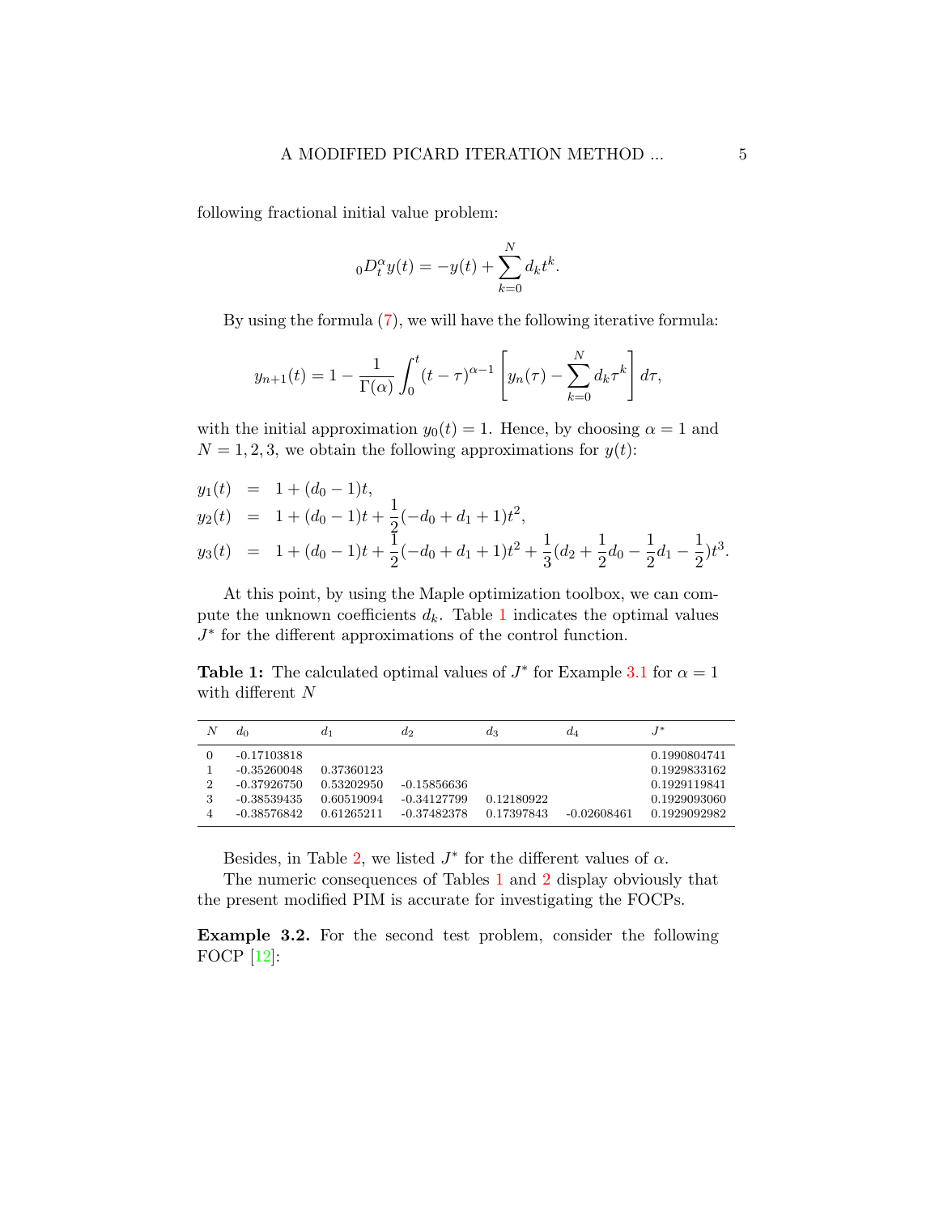following fractional initial value problem:

$$ {}_0D_t^\alpha y(t) = -y(t) + \sum_{k=0}^{N} d_k t^k. $$

By using the formula (7), we will have the following iterative formula:

$$ y_{n+1}(t) = 1 - \frac{1}{\Gamma(\alpha)} \int_0^t (t-\tau)^{\alpha-1} \left[ y_n(\tau) - \sum_{k=0}^{N} d_k \tau^k \right] d\tau, $$

with the initial approximation $y_0(t) = 1$. Hence, by choosing $\alpha = 1$ and $N = 1, 2, 3$, we obtain the following approximations for $y(t)$:

$$
\begin{aligned}
y_1(t) &= 1 + (d_0 - 1)t, \\
y_2(t) &= 1 + (d_0 - 1)t + \frac{1}{2}(-d_0 + d_1 + 1)t^2, \\
y_3(t) &= 1 + (d_0 - 1)t + \frac{1}{2}(-d_0 + d_1 + 1)t^2 + \frac{1}{3}(d_2 + \frac{1}{2}d_0 - \frac{1}{2}d_1 - \frac{1}{2})t^3.
\end{aligned}
$$

At this point, by using the Maple optimization toolbox, we can compute the unknown coefficients $d_k$. Table 1 indicates the optimal values $J^*$ for the different approximations of the control function.

**Table 1:** The calculated optimal values of $J^*$ for Example 3.1 for $\alpha = 1$ with different $N$

| $N$ | $d_0$ | $d_1$ | $d_2$ | $d_3$ | $d_4$ | $J^*$ |
|---|---|---|---|---|---|---|
| 0 | -0.17103818 | | | | | 0.1990804741 |
| 1 | -0.35260048 | 0.37360123 | | | | 0.1929833162 |
| 2 | -0.37926750 | 0.53202950 | -0.15856636 | | | 0.1929119841 |
| 3 | -0.38539435 | 0.60519094 | -0.34127799 | 0.12180922 | | 0.1929093060 |
| 4 | -0.38576842 | 0.61265211 | -0.37482378 | 0.17397843 | -0.02608461 | 0.1929092982 |

Besides, in Table 2, we listed $J^*$ for the different values of $\alpha$.

The numeric consequences of Tables 1 and 2 display obviously that the present modified PIM is accurate for investigating the FOCPs.

**Example 3.2.** For the second test problem, consider the following FOCP [12]: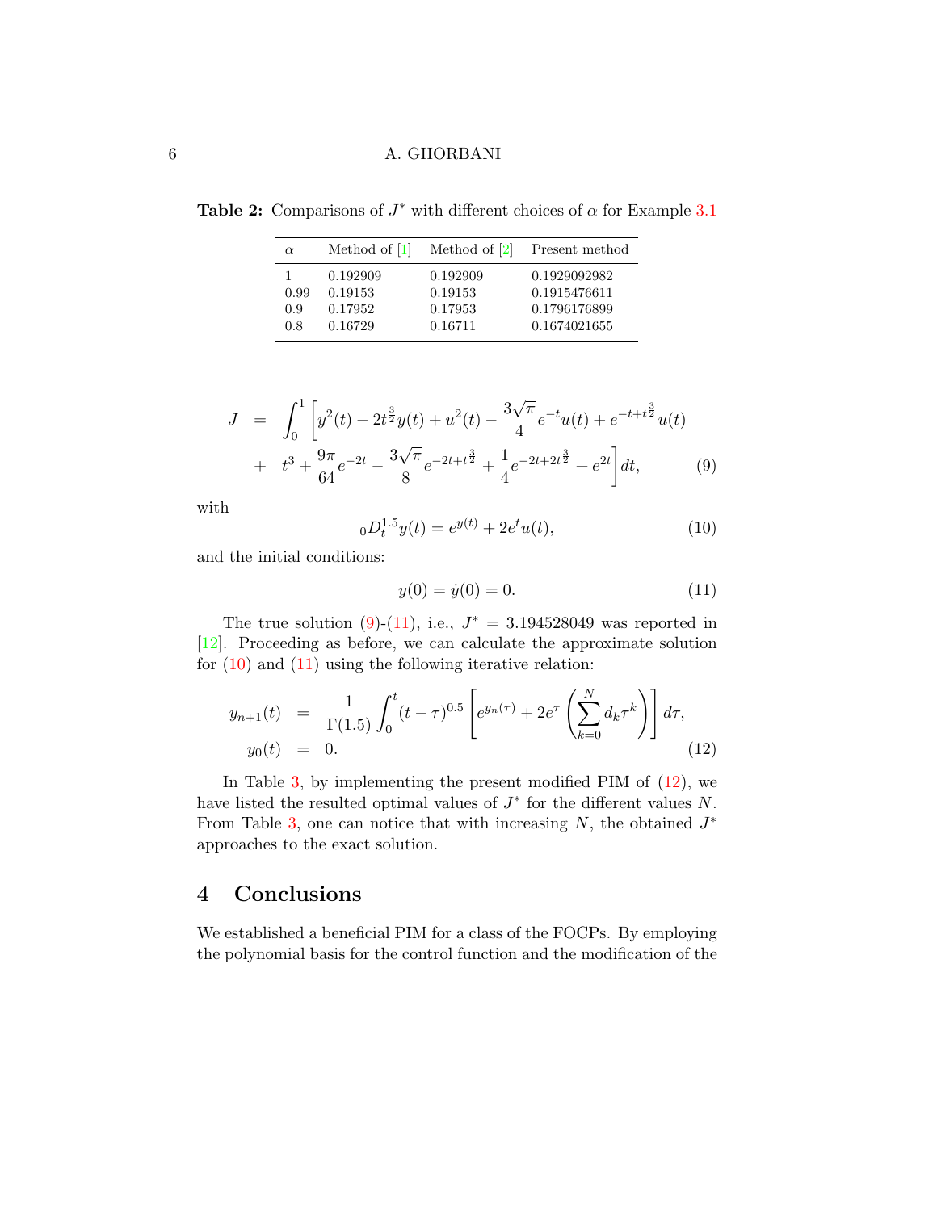**Table 2:** Comparisons of $J^*$ with different choices of $\alpha$ for Example 3.1

| $\alpha$ | Method of [1] | Method of [2] | Present method |
|---|---|---|---|
| 1 | 0.192909 | 0.192909 | 0.1929092982 |
| 0.99 | 0.19153 | 0.19153 | 0.1915476611 |
| 0.9 | 0.17952 | 0.17953 | 0.1796176899 |
| 0.8 | 0.16729 | 0.16711 | 0.1674021655 |

$$
\begin{aligned}
J &= \int_0^1 \Big[ y^2(t) - 2t^{\frac{3}{2}} y(t) + u^2(t) - \frac{3\sqrt{\pi}}{4} e^{-t} u(t) + e^{-t+t^{\frac{3}{2}}} u(t) \\
&+ \; t^3 + \frac{9\pi}{64} e^{-2t} - \frac{3\sqrt{\pi}}{8} e^{-2t+t^{\frac{3}{2}}} + \frac{1}{4} e^{-2t+2t^{\frac{3}{2}}} + e^{2t} \Big] dt, \qquad (9)
\end{aligned}
$$

with

$$
{}_0D_t^{1.5} y(t) = e^{y(t)} + 2e^t u(t), \qquad (10)
$$

and the initial conditions:

$$
y(0) = \dot{y}(0) = 0. \qquad (11)
$$

The true solution (9)-(11), i.e., $J^* = 3.194528049$ was reported in [12]. Proceeding as before, we can calculate the approximate solution for (10) and (11) using the following iterative relation:

$$
\begin{aligned}
y_{n+1}(t) &= \frac{1}{\Gamma(1.5)} \int_0^t (t-\tau)^{0.5} \left[ e^{y_n(\tau)} + 2e^{\tau} \left( \sum_{k=0}^{N} d_k \tau^k \right) \right] d\tau, \\
y_0(t) &= 0. \qquad (12)
\end{aligned}
$$

In Table 3, by implementing the present modified PIM of (12), we have listed the resulted optimal values of $J^*$ for the different values $N$. From Table 3, one can notice that with increasing $N$, the obtained $J^*$ approaches to the exact solution.

## 4 Conclusions

We established a beneficial PIM for a class of the FOCPs. By employing the polynomial basis for the control function and the modification of the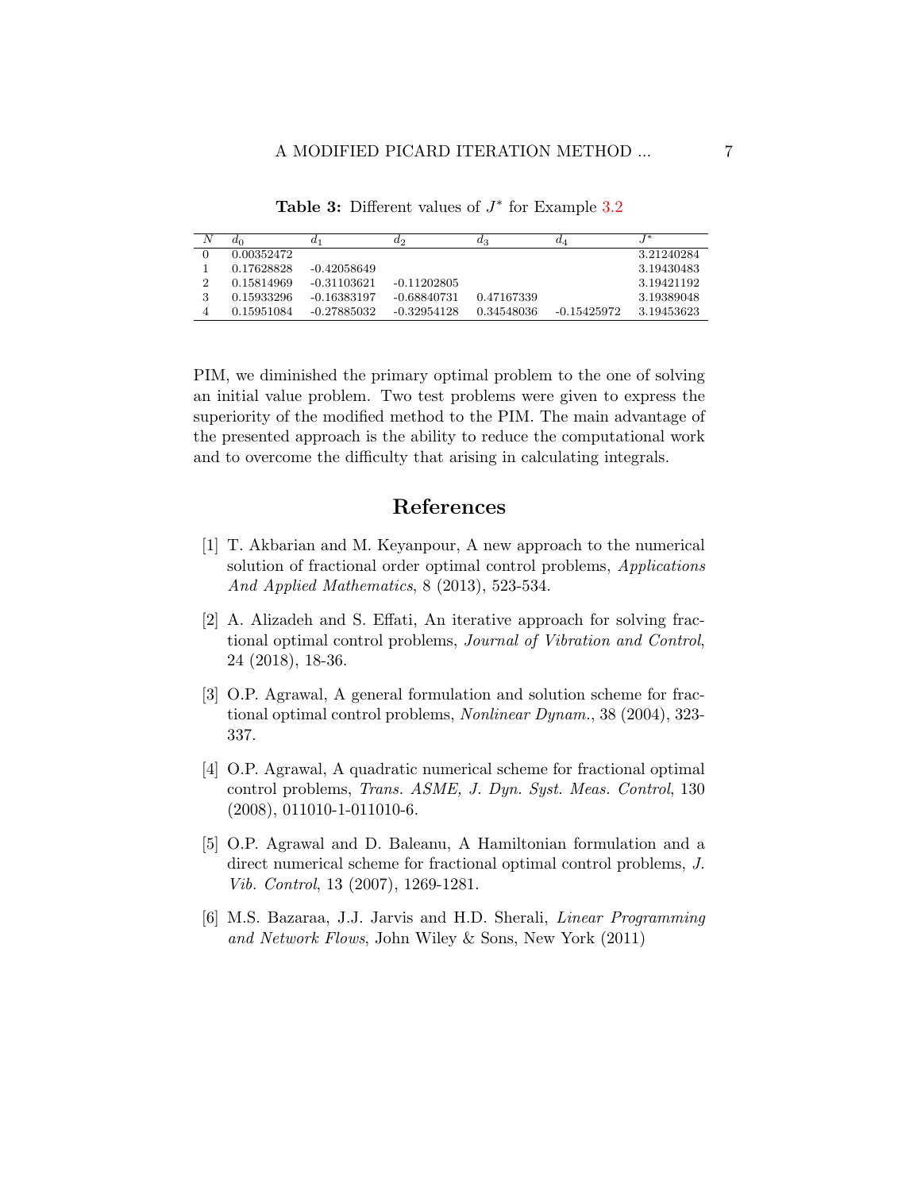**Table 3:** Different values of $J^*$ for Example 3.2

| $N$ | $d_0$ | $d_1$ | $d_2$ | $d_3$ | $d_4$ | $J^*$ |
|---|---|---|---|---|---|---|
| 0 | 0.00352472 | | | | | 3.21240284 |
| 1 | 0.17628828 | -0.42058649 | | | | 3.19430483 |
| 2 | 0.15814969 | -0.31103621 | -0.11202805 | | | 3.19421192 |
| 3 | 0.15933296 | -0.16383197 | -0.68840731 | 0.47167339 | | 3.19389048 |
| 4 | 0.15951084 | -0.27885032 | -0.32954128 | 0.34548036 | -0.15425972 | 3.19453623 |

PIM, we diminished the primary optimal problem to the one of solving an initial value problem. Two test problems were given to express the superiority of the modified method to the PIM. The main advantage of the presented approach is the ability to reduce the computational work and to overcome the difficulty that arising in calculating integrals.

## References

[1] T. Akbarian and M. Keyanpour, A new approach to the numerical solution of fractional order optimal control problems, *Applications And Applied Mathematics*, 8 (2013), 523-534.

[2] A. Alizadeh and S. Effati, An iterative approach for solving fractional optimal control problems, *Journal of Vibration and Control*, 24 (2018), 18-36.

[3] O.P. Agrawal, A general formulation and solution scheme for fractional optimal control problems, *Nonlinear Dynam.*, 38 (2004), 323-337.

[4] O.P. Agrawal, A quadratic numerical scheme for fractional optimal control problems, *Trans. ASME, J. Dyn. Syst. Meas. Control*, 130 (2008), 011010-1-011010-6.

[5] O.P. Agrawal and D. Baleanu, A Hamiltonian formulation and a direct numerical scheme for fractional optimal control problems, *J. Vib. Control*, 13 (2007), 1269-1281.

[6] M.S. Bazaraa, J.J. Jarvis and H.D. Sherali, *Linear Programming and Network Flows*, John Wiley & Sons, New York (2011)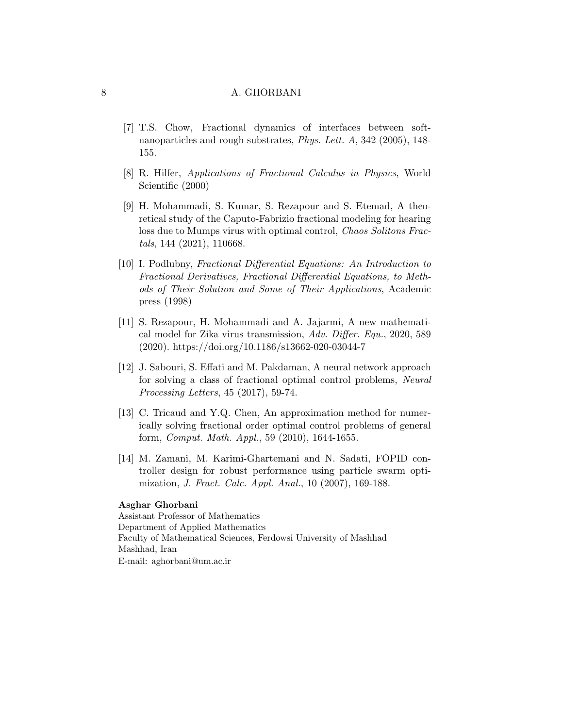[7] T.S. Chow, Fractional dynamics of interfaces between soft-nanoparticles and rough substrates, *Phys. Lett. A*, 342 (2005), 148-155.

[8] R. Hilfer, *Applications of Fractional Calculus in Physics*, World Scientific (2000)

[9] H. Mohammadi, S. Kumar, S. Rezapour and S. Etemad, A theoretical study of the Caputo-Fabrizio fractional modeling for hearing loss due to Mumps virus with optimal control, *Chaos Solitons Fractals*, 144 (2021), 110668.

[10] I. Podlubny, *Fractional Differential Equations: An Introduction to Fractional Derivatives, Fractional Differential Equations, to Methods of Their Solution and Some of Their Applications*, Academic press (1998)

[11] S. Rezapour, H. Mohammadi and A. Jajarmi, A new mathematical model for Zika virus transmission, *Adv. Differ. Equ.*, 2020, 589 (2020). https://doi.org/10.1186/s13662-020-03044-7

[12] J. Sabouri, S. Effati and M. Pakdaman, A neural network approach for solving a class of fractional optimal control problems, *Neural Processing Letters*, 45 (2017), 59-74.

[13] C. Tricaud and Y.Q. Chen, An approximation method for numerically solving fractional order optimal control problems of general form, *Comput. Math. Appl.*, 59 (2010), 1644-1655.

[14] M. Zamani, M. Karimi-Ghartemani and N. Sadati, FOPID controller design for robust performance using particle swarm optimization, *J. Fract. Calc. Appl. Anal.*, 10 (2007), 169-188.

**Asghar Ghorbani**
Assistant Professor of Mathematics
Department of Applied Mathematics
Faculty of Mathematical Sciences, Ferdowsi University of Mashhad
Mashhad, Iran
E-mail: aghorbani@um.ac.ir